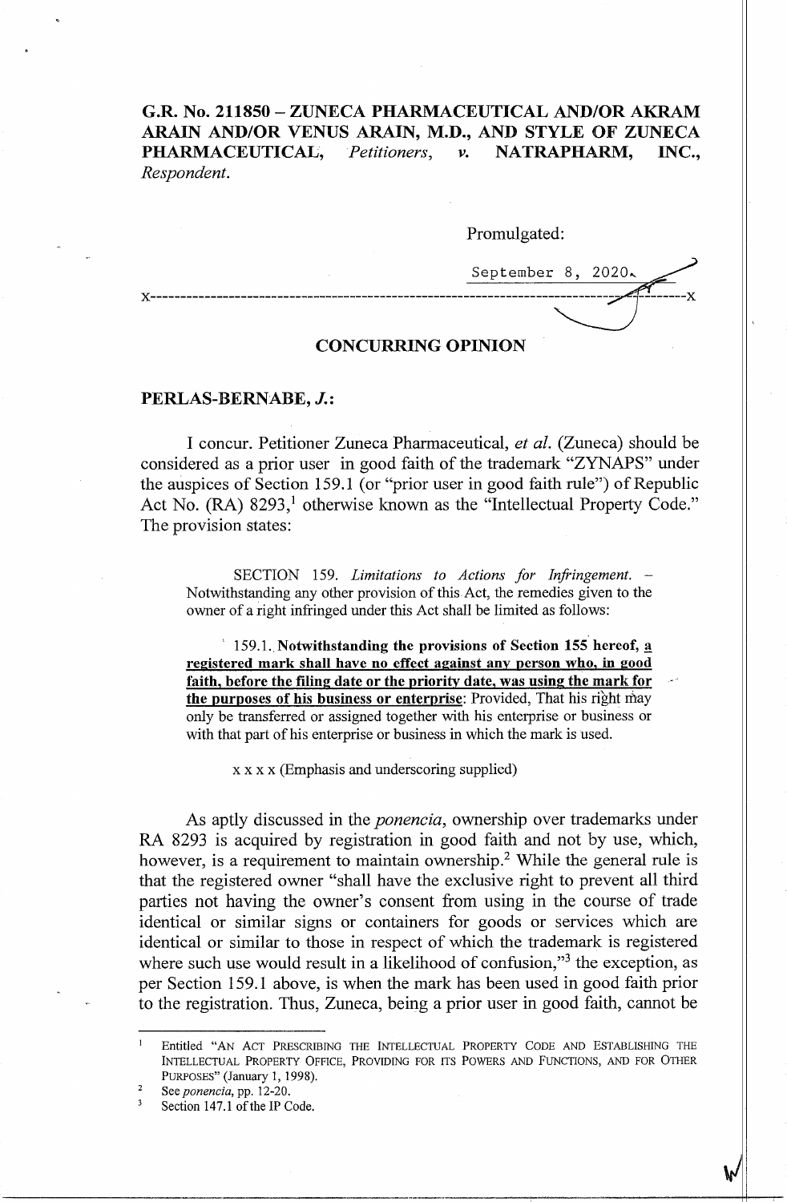**G.R. No. 211850 – ZUNECA PHARMACEUTICAL AND/OR AKRAM ARAIN AND/OR VENUS ARAIN, M.D., AND STYLE OF ZUNECA PHARMACEUTICAL,** *Petitioners*, *v.* **NATRAPHARM, INC.,** *Respondent.*

Promulgated:

September 8, 2020

x-----------------------------------------------------------------------------------------x

## CONCURRING OPINION

**PERLAS-BERNABE, *J.*:**

I concur. Petitioner Zuneca Pharmaceutical, *et al.* (Zuneca) should be considered as a prior user in good faith of the trademark "ZYNAPS" under the auspices of Section 159.1 (or "prior user in good faith rule") of Republic Act No. (RA) 8293,[1] otherwise known as the "Intellectual Property Code." The provision states:

> SECTION 159. *Limitations to Actions for Infringement.* – Notwithstanding any other provision of this Act, the remedies given to the owner of a right infringed under this Act shall be limited as follows:
>
> 159.1. **Notwithstanding the provisions of Section 155 hereof, <u>a registered mark shall have no effect against any person who, in good faith, before the filing date or the priority date, was using the mark for the purposes of his business or enterprise</u>**: Provided, That his right may only be transferred or assigned together with his enterprise or business or with that part of his enterprise or business in which the mark is used.
>
> x x x x (Emphasis and underscoring supplied)

As aptly discussed in the *ponencia*, ownership over trademarks under RA 8293 is acquired by registration in good faith and not by use, which, however, is a requirement to maintain ownership.[2] While the general rule is that the registered owner "shall have the exclusive right to prevent all third parties not having the owner's consent from using in the course of trade identical or similar signs or containers for goods or services which are identical or similar to those in respect of which the trademark is registered where such use would result in a likelihood of confusion,"[3] the exception, as per Section 159.1 above, is when the mark has been used in good faith prior to the registration. Thus, Zuneca, being a prior user in good faith, cannot be

---

[1] Entitled "AN ACT PRESCRIBING THE INTELLECTUAL PROPERTY CODE AND ESTABLISHING THE INTELLECTUAL PROPERTY OFFICE, PROVIDING FOR ITS POWERS AND FUNCTIONS, AND FOR OTHER PURPOSES" (January 1, 1998).

[2] See *ponencia*, pp. 12-20.

[3] Section 147.1 of the IP Code.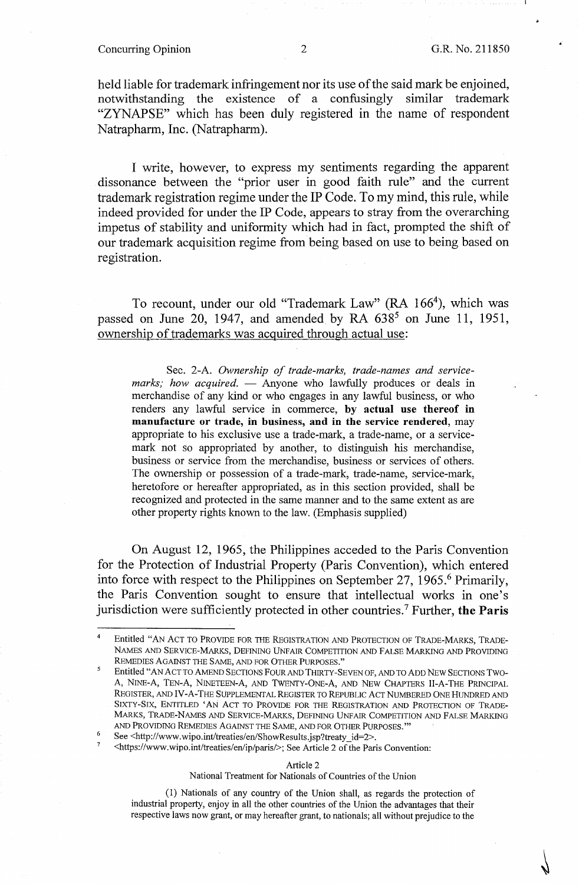held liable for trademark infringement nor its use of the said mark be enjoined, notwithstanding the existence of a confusingly similar trademark "ZYNAPSE" which has been duly registered in the name of respondent Natrapharm, Inc. (Natrapharm).

I write, however, to express my sentiments regarding the apparent dissonance between the "prior user in good faith rule" and the current trademark registration regime under the IP Code. To my mind, this rule, while indeed provided for under the IP Code, appears to stray from the overarching impetus of stability and uniformity which had in fact, prompted the shift of our trademark acquisition regime from being based on use to being based on registration.

To recount, under our old "Trademark Law" (RA 166[4]), which was passed on June 20, 1947, and amended by RA 638[5] on June 11, 1951, <u>ownership of trademarks was acquired through actual use</u>:

> Sec. 2-A. *Ownership of trade-marks, trade-names and service-marks; how acquired.* — Anyone who lawfully produces or deals in merchandise of any kind or who engages in any lawful business, or who renders any lawful service in commerce, **by actual use thereof in manufacture or trade, in business, and in the service rendered**, may appropriate to his exclusive use a trade-mark, a trade-name, or a service-mark not so appropriated by another, to distinguish his merchandise, business or service from the merchandise, business or services of others. The ownership or possession of a trade-mark, trade-name, service-mark, heretofore or hereafter appropriated, as in this section provided, shall be recognized and protected in the same manner and to the same extent as are other property rights known to the law. (Emphasis supplied)

On August 12, 1965, the Philippines acceded to the Paris Convention for the Protection of Industrial Property (Paris Convention), which entered into force with respect to the Philippines on September 27, 1965.[6] Primarily, the Paris Convention sought to ensure that intellectual works in one's jurisdiction were sufficiently protected in other countries.[7] Further, **the Paris**

---

[4] Entitled "AN ACT TO PROVIDE FOR THE REGISTRATION AND PROTECTION OF TRADE-MARKS, TRADE-NAMES AND SERVICE-MARKS, DEFINING UNFAIR COMPETITION AND FALSE MARKING AND PROVIDING REMEDIES AGAINST THE SAME, AND FOR OTHER PURPOSES."

[5] Entitled "AN ACT TO AMEND SECTIONS FOUR AND THIRTY-SEVEN OF, AND TO ADD NEW SECTIONS TWO-A, NINE-A, TEN-A, NINETEEN-A, AND TWENTY-ONE-A, AND NEW CHAPTERS II-A-THE PRINCIPAL REGISTER, AND IV-A-THE SUPPLEMENTAL REGISTER TO REPUBLIC ACT NUMBERED ONE HUNDRED AND SIXTY-SIX, ENTITLED 'AN ACT TO PROVIDE FOR THE REGISTRATION AND PROTECTION OF TRADE-MARKS, TRADE-NAMES AND SERVICE-MARKS, DEFINING UNFAIR COMPETITION AND FALSE MARKING AND PROVIDING REMEDIES AGAINST THE SAME, AND FOR OTHER PURPOSES.'"

[6] See <http://www.wipo.int/treaties/en/ShowResults.jsp?treaty_id=2>.

[7] <https://www.wipo.int/treaties/en/ip/paris/>; See Article 2 of the Paris Convention:

Article 2
National Treatment for Nationals of Countries of the Union

(1) Nationals of any country of the Union shall, as regards the protection of industrial property, enjoy in all the other countries of the Union the advantages that their respective laws now grant, or may hereafter grant, to nationals; all without prejudice to the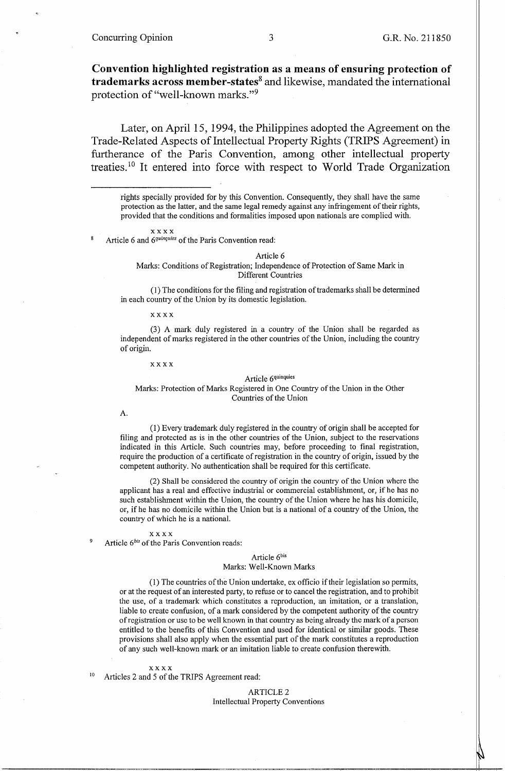**Convention highlighted registration as a means of ensuring protection of trademarks across member-states**[8] and likewise, mandated the international protection of "well-known marks."[9]

Later, on April 15, 1994, the Philippines adopted the Agreement on the Trade-Related Aspects of Intellectual Property Rights (TRIPS Agreement) in furtherance of the Paris Convention, among other intellectual property treaties.[10] It entered into force with respect to World Trade Organization

---

rights specially provided for by this Convention. Consequently, they shall have the same protection as the latter, and the same legal remedy against any infringement of their rights, provided that the conditions and formalities imposed upon nationals are complied with.

x x x x

[8] Article 6 and 6*quinquies* of the Paris Convention read:

Article 6
Marks: Conditions of Registration; Independence of Protection of Same Mark in Different Countries

(1) The conditions for the filing and registration of trademarks shall be determined in each country of the Union by its domestic legislation.

x x x x

(3) A mark duly registered in a country of the Union shall be regarded as independent of marks registered in the other countries of the Union, including the country of origin.

x x x x

Article 6quinquies
Marks: Protection of Marks Registered in One Country of the Union in the Other Countries of the Union

A.

(1) Every trademark duly registered in the country of origin shall be accepted for filing and protected as is in the other countries of the Union, subject to the reservations indicated in this Article. Such countries may, before proceeding to final registration, require the production of a certificate of registration in the country of origin, issued by the competent authority. No authentication shall be required for this certificate.

(2) Shall be considered the country of origin the country of the Union where the applicant has a real and effective industrial or commercial establishment, or, if he has no such establishment within the Union, the country of the Union where he has his domicile, or, if he has no domicile within the Union but is a national of a country of the Union, the country of which he is a national.

x x x x

[9] Article 6*bis* of the Paris Convention reads:

Article 6bis
Marks: Well-Known Marks

(1) The countries of the Union undertake, ex officio if their legislation so permits, or at the request of an interested party, to refuse or to cancel the registration, and to prohibit the use, of a trademark which constitutes a reproduction, an imitation, or a translation, liable to create confusion, of a mark considered by the competent authority of the country of registration or use to be well known in that country as being already the mark of a person entitled to the benefits of this Convention and used for identical or similar goods. These provisions shall also apply when the essential part of the mark constitutes a reproduction of any such well-known mark or an imitation liable to create confusion therewith.

x x x x

[10] Articles 2 and 5 of the TRIPS Agreement read:

ARTICLE 2
Intellectual Property Conventions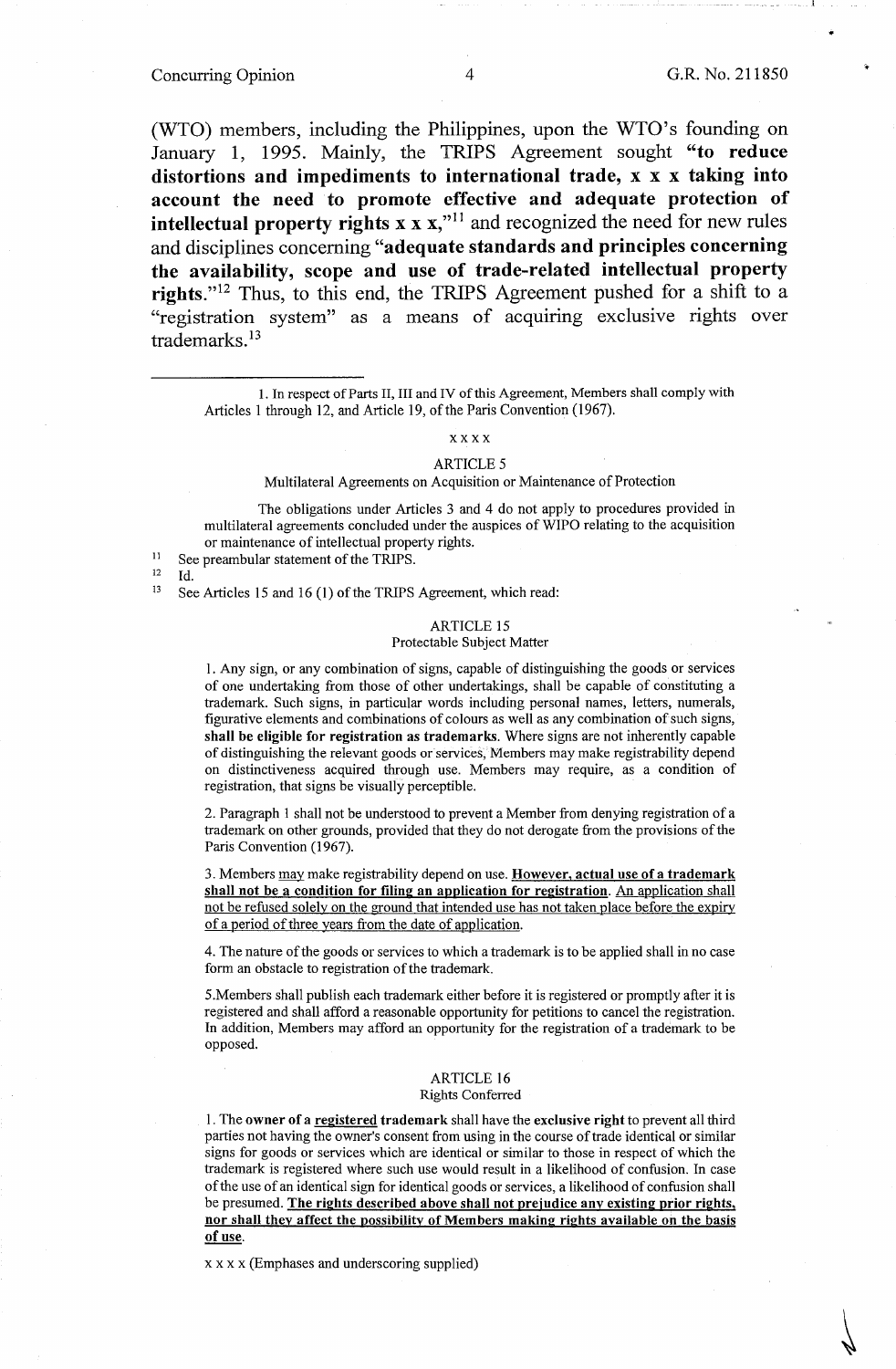(WTO) members, including the Philippines, upon the WTO's founding on January 1, 1995. Mainly, the TRIPS Agreement sought **"to reduce distortions and impediments to international trade, x x x taking into account the need to promote effective and adequate protection of intellectual property rights x x x,"**[11] and recognized the need for new rules and disciplines concerning **"adequate standards and principles concerning the availability, scope and use of trade-related intellectual property rights."**[12] Thus, to this end, the TRIPS Agreement pushed for a shift to a "registration system" as a means of acquiring exclusive rights over trademarks.[13]

---

1. In respect of Parts II, III and IV of this Agreement, Members shall comply with Articles 1 through 12, and Article 19, of the Paris Convention (1967).

x x x x

ARTICLE 5

Multilateral Agreements on Acquisition or Maintenance of Protection

The obligations under Articles 3 and 4 do not apply to procedures provided in multilateral agreements concluded under the auspices of WIPO relating to the acquisition or maintenance of intellectual property rights.

[11] See preambular statement of the TRIPS.

[12] Id.

[13] See Articles 15 and 16 (1) of the TRIPS Agreement, which read:

ARTICLE 15

Protectable Subject Matter

1. Any sign, or any combination of signs, capable of distinguishing the goods or services of one undertaking from those of other undertakings, shall be capable of constituting a trademark. Such signs, in particular words including personal names, letters, numerals, figurative elements and combinations of colours as well as any combination of such signs, **shall be eligible for registration as trademarks**. Where signs are not inherently capable of distinguishing the relevant goods or services, Members may make registrability depend on distinctiveness acquired through use. Members may require, as a condition of registration, that signs be visually perceptible.

2. Paragraph 1 shall not be understood to prevent a Member from denying registration of a trademark on other grounds, provided that they do not derogate from the provisions of the Paris Convention (1967).

3. Members <u>may</u> make registrability depend on use. **<u>However, actual use of a trademark shall not be a condition for filing an application for registration</u>**. <u>An application shall not be refused solely on the ground that intended use has not taken place before the expiry of a period of three years from the date of application</u>.

4. The nature of the goods or services to which a trademark is to be applied shall in no case form an obstacle to registration of the trademark.

5. Members shall publish each trademark either before it is registered or promptly after it is registered and shall afford a reasonable opportunity for petitions to cancel the registration. In addition, Members may afford an opportunity for the registration of a trademark to be opposed.

ARTICLE 16

Rights Conferred

1. The **owner of a <u>registered</u> trademark** shall have the **exclusive right** to prevent all third parties not having the owner's consent from using in the course of trade identical or similar signs for goods or services which are identical or similar to those in respect of which the trademark is registered where such use would result in a likelihood of confusion. In case of the use of an identical sign for identical goods or services, a likelihood of confusion shall be presumed. **<u>The rights described above shall not prejudice any existing prior rights, nor shall they affect the possibility of Members making rights available on the basis of use</u>**.

x x x x (Emphases and underscoring supplied)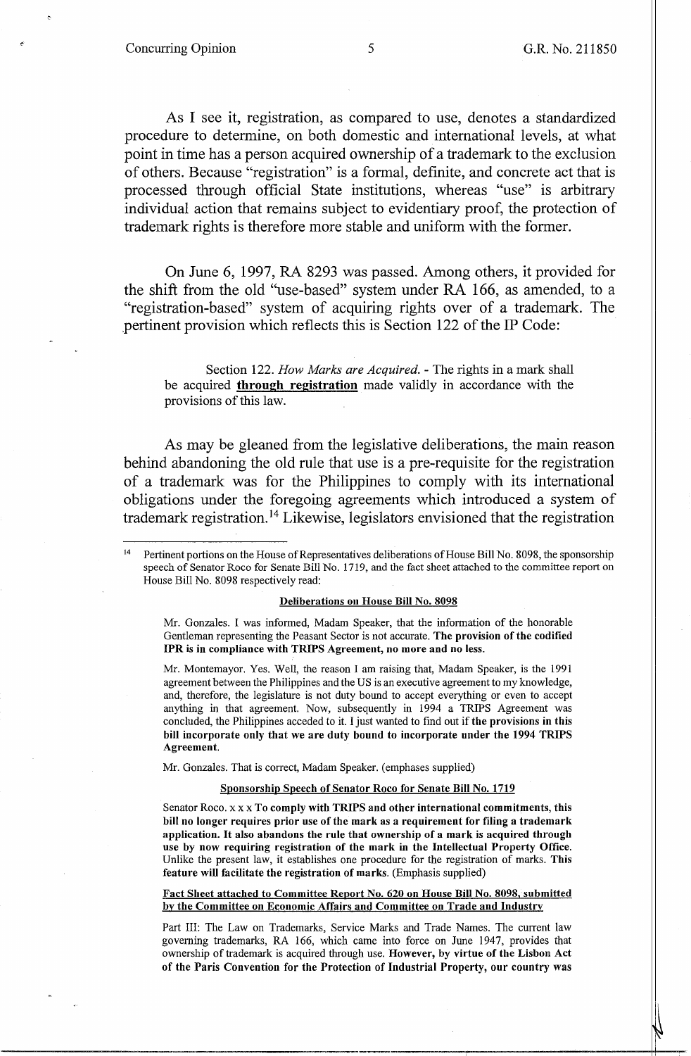As I see it, registration, as compared to use, denotes a standardized procedure to determine, on both domestic and international levels, at what point in time has a person acquired ownership of a trademark to the exclusion of others. Because "registration" is a formal, definite, and concrete act that is processed through official State institutions, whereas "use" is arbitrary individual action that remains subject to evidentiary proof, the protection of trademark rights is therefore more stable and uniform with the former.

On June 6, 1997, RA 8293 was passed. Among others, it provided for the shift from the old "use-based" system under RA 166, as amended, to a "registration-based" system of acquiring rights over of a trademark. The pertinent provision which reflects this is Section 122 of the IP Code:

> Section 122. *How Marks are Acquired.* - The rights in a mark shall be acquired **<u>through registration</u>** made validly in accordance with the provisions of this law.

As may be gleaned from the legislative deliberations, the main reason behind abandoning the old rule that use is a pre-requisite for the registration of a trademark was for the Philippines to comply with its international obligations under the foregoing agreements which introduced a system of trademark registration.[14] Likewise, legislators envisioned that the registration

---

[14] Pertinent portions on the House of Representatives deliberations of House Bill No. 8098, the sponsorship speech of Senator Roco for Senate Bill No. 1719, and the fact sheet attached to the committee report on House Bill No. 8098 respectively read:

**<u>Deliberations on House Bill No. 8098</u>**

Mr. Gonzales. I was informed, Madam Speaker, that the information of the honorable Gentleman representing the Peasant Sector is not accurate. **The provision of the codified IPR is in compliance with TRIPS Agreement, no more and no less.**

Mr. Montemayor. Yes. Well, the reason I am raising that, Madam Speaker, is the 1991 agreement between the Philippines and the US is an executive agreement to my knowledge, and, therefore, the legislature is not duty bound to accept everything or even to accept anything in that agreement. Now, subsequently in 1994 a TRIPS Agreement was concluded, the Philippines acceded to it. I just wanted to find out if **the provisions in this bill incorporate only that we are duty bound to incorporate under the 1994 TRIPS Agreement.**

Mr. Gonzales. That is correct, Madam Speaker. (emphases supplied)

**<u>Sponsorship Speech of Senator Roco for Senate Bill No. 1719</u>**

Senator Roco. x x x To **comply with TRIPS and other international commitments, this bill no longer requires prior use of the mark as a requirement for filing a trademark application. It also abandons the rule that ownership of a mark is acquired through use by now requiring registration of the mark in the Intellectual Property Office.** Unlike the present law, it establishes one procedure for the registration of marks. **This feature will facilitate the registration of marks.** (Emphasis supplied)

**<u>Fact Sheet attached to Committee Report No. 620 on House Bill No. 8098, submitted by the Committee on Economic Affairs and Committee on Trade and Industry</u>**

Part III: The Law on Trademarks, Service Marks and Trade Names. The current law governing trademarks, RA 166, which came into force on June 1947, provides that ownership of trademark is acquired through use. **However, by virtue of the Lisbon Act of the Paris Convention for the Protection of Industrial Property, our country was**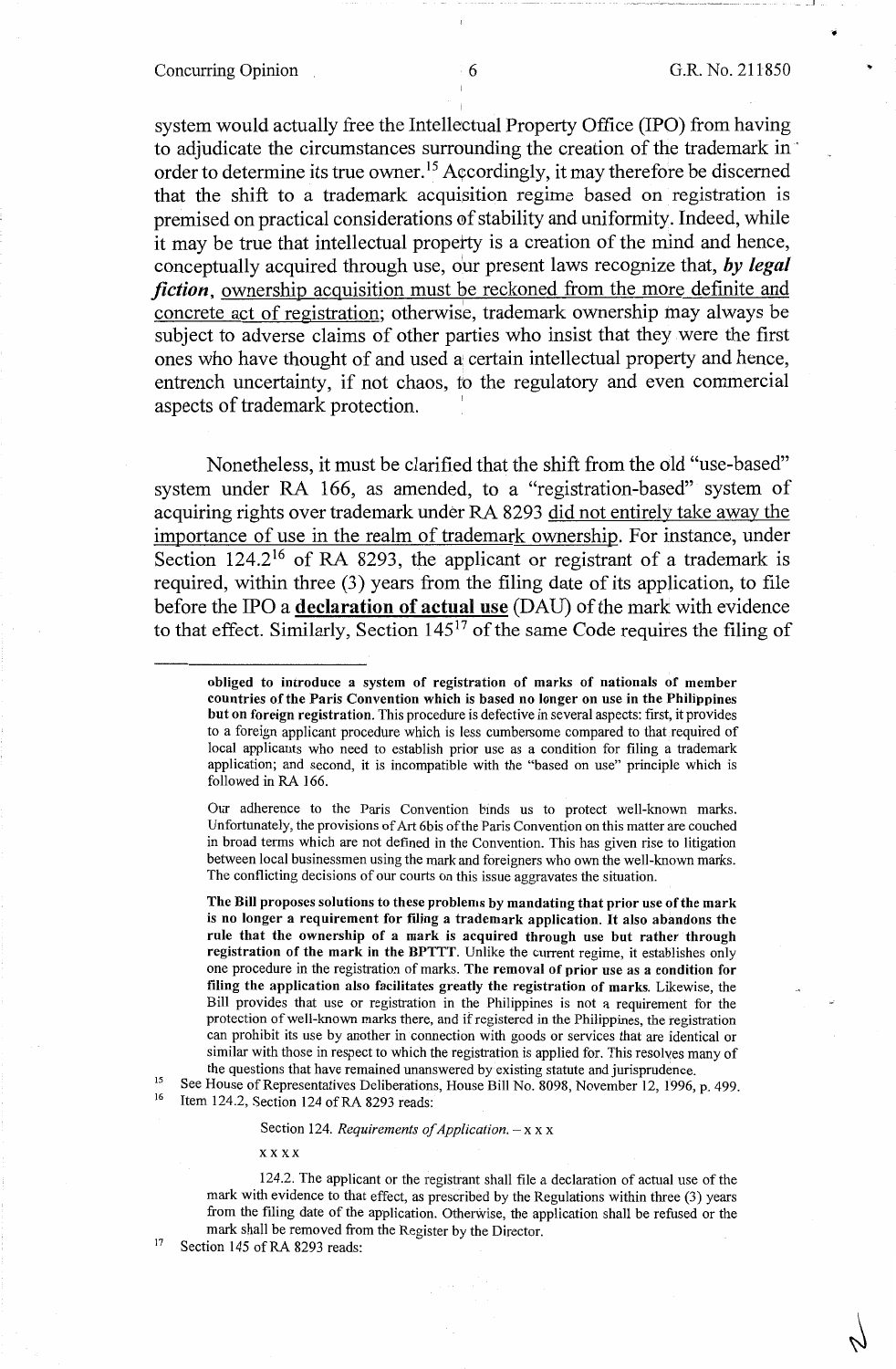system would actually free the Intellectual Property Office (IPO) from having to adjudicate the circumstances surrounding the creation of the trademark in order to determine its true owner.[15] Accordingly, it may therefore be discerned that the shift to a trademark acquisition regime based on registration is premised on practical considerations of stability and uniformity. Indeed, while it may be true that intellectual property is a creation of the mind and hence, conceptually acquired through use, our present laws recognize that, ***by legal fiction***, <u>ownership acquisition must be reckoned from the more definite and concrete act of registration</u>; otherwise, trademark ownership may always be subject to adverse claims of other parties who insist that they were the first ones who have thought of and used a certain intellectual property and hence, entrench uncertainty, if not chaos, to the regulatory and even commercial aspects of trademark protection.

Nonetheless, it must be clarified that the shift from the old "use-based" system under RA 166, as amended, to a "registration-based" system of acquiring rights over trademark under RA 8293 <u>did not entirely take away the importance of use in the realm of trademark ownership</u>. For instance, under Section 124.2[16] of RA 8293, the applicant or registrant of a trademark is required, within three (3) years from the filing date of its application, to file before the IPO a <u>**declaration of actual use**</u> (DAU) of the mark with evidence to that effect. Similarly, Section 145[17] of the same Code requires the filing of

---

> **obliged to introduce a system of registration of marks of nationals of member countries of the Paris Convention which is based no longer on use in the Philippines but on foreign registration.** This procedure is defective in several aspects: first, it provides to a foreign applicant procedure which is less cumbersome compared to that required of local applicants who need to establish prior use as a condition for filing a trademark application; and second, it is incompatible with the "based on use" principle which is followed in RA 166.
>
> Our adherence to the Paris Convention binds us to protect well-known marks. Unfortunately, the provisions of Art 6bis of the Paris Convention on this matter are couched in broad terms which are not defined in the Convention. This has given rise to litigation between local businessmen using the mark and foreigners who own the well-known marks. The conflicting decisions of our courts on this issue aggravates the situation.
>
> **The Bill proposes solutions to these problems by mandating that prior use of the mark is no longer a requirement for filing a trademark application. It also abandons the rule that the ownership of a mark is acquired through use but rather through registration of the mark in the BPTTT.** Unlike the current regime, it establishes only one procedure in the registration of marks. **The removal of prior use as a condition for filing the application also facilitates greatly the registration of marks.** Likewise, the Bill provides that use or registration in the Philippines is not a requirement for the protection of well-known marks there, and if registered in the Philippines, the registration can prohibit its use by another in connection with goods or services that are identical or similar with those in respect to which the registration is applied for. This resolves many of the questions that have remained unanswered by existing statute and jurisprudence.

[15] See House of Representatives Deliberations, House Bill No. 8098, November 12, 1996, p. 499.

[16] Item 124.2, Section 124 of RA 8293 reads:

> Section 124. *Requirements of Application.* – x x x
>
> x x x x
>
> 124.2. The applicant or the registrant shall file a declaration of actual use of the mark with evidence to that effect, as prescribed by the Regulations within three (3) years from the filing date of the application. Otherwise, the application shall be refused or the mark shall be removed from the Register by the Director.

[17] Section 145 of RA 8293 reads: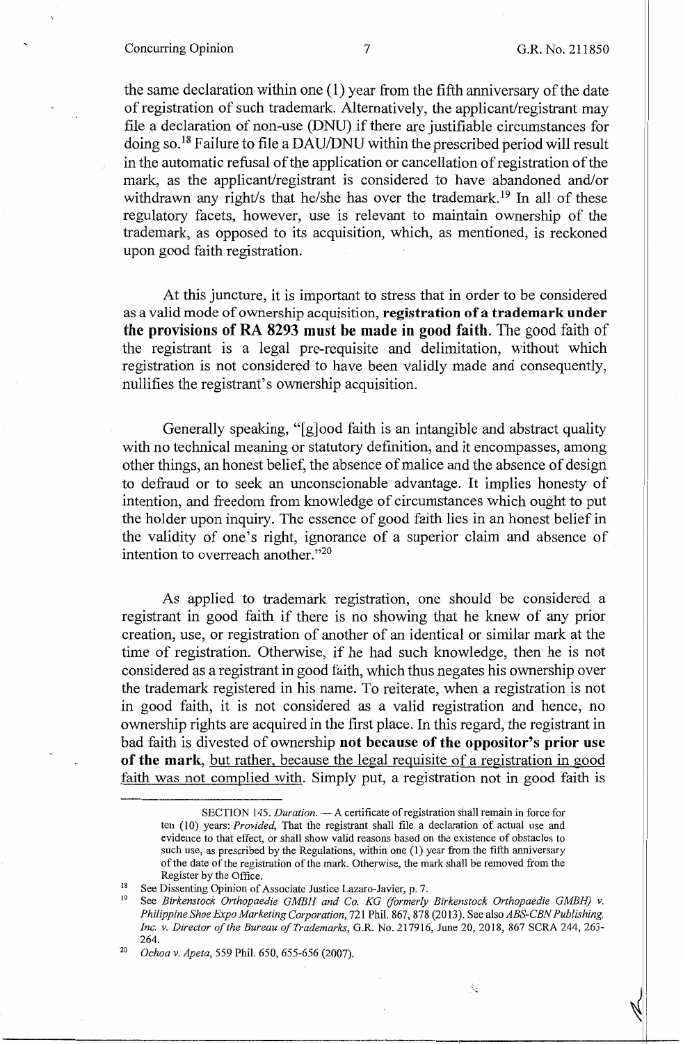the same declaration within one (1) year from the fifth anniversary of the date of registration of such trademark. Alternatively, the applicant/registrant may file a declaration of non-use (DNU) if there are justifiable circumstances for doing so.[18] Failure to file a DAU/DNU within the prescribed period will result in the automatic refusal of the application or cancellation of registration of the mark, as the applicant/registrant is considered to have abandoned and/or withdrawn any right/s that he/she has over the trademark.[19] In all of these regulatory facets, however, use is relevant to maintain ownership of the trademark, as opposed to its acquisition, which, as mentioned, is reckoned upon good faith registration.

At this juncture, it is important to stress that in order to be considered as a valid mode of ownership acquisition, **registration of a trademark under the provisions of RA 8293 must be made in good faith.** The good faith of the registrant is a legal pre-requisite and delimitation, without which registration is not considered to have been validly made and consequently, nullifies the registrant's ownership acquisition.

Generally speaking, "[g]ood faith is an intangible and abstract quality with no technical meaning or statutory definition, and it encompasses, among other things, an honest belief, the absence of malice and the absence of design to defraud or to seek an unconscionable advantage. It implies honesty of intention, and freedom from knowledge of circumstances which ought to put the holder upon inquiry. The essence of good faith lies in an honest belief in the validity of one's right, ignorance of a superior claim and absence of intention to overreach another."[20]

As applied to trademark registration, one should be considered a registrant in good faith if there is no showing that he knew of any prior creation, use, or registration of another of an identical or similar mark at the time of registration. Otherwise, if he had such knowledge, then he is not considered as a registrant in good faith, which thus negates his ownership over the trademark registered in his name. To reiterate, when a registration is not in good faith, it is not considered as a valid registration and hence, no ownership rights are acquired in the first place. In this regard, the registrant in bad faith is divested of ownership **not because of the oppositor's prior use of the mark**, <u>but rather, because the legal requisite of a registration in good faith was not complied with</u>. Simply put, a registration not in good faith is

---

SECTION 145. *Duration.* — A certificate of registration shall remain in force for ten (10) years: *Provided*, That the registrant shall file a declaration of actual use and evidence to that effect, or shall show valid reasons based on the existence of obstacles to such use, as prescribed by the Regulations, within one (1) year from the fifth anniversary of the date of the registration of the mark. Otherwise, the mark shall be removed from the Register by the Office.

[18] See Dissenting Opinion of Associate Justice Lazaro-Javier, p. 7.

[19] See *Birkenstock Orthopaedie GMBH and Co. KG (formerly Birkenstock Orthopaedie GMBH) v. Philippine Shoe Expo Marketing Corporation*, 721 Phil. 867, 878 (2013). See also *ABS-CBN Publishing, Inc. v. Director of the Bureau of Trademarks*, G.R. No. 217916, June 20, 2018, 867 SCRA 244, 263-264.

[20] *Ochoa v. Apeta*, 559 Phil. 650, 655-656 (2007).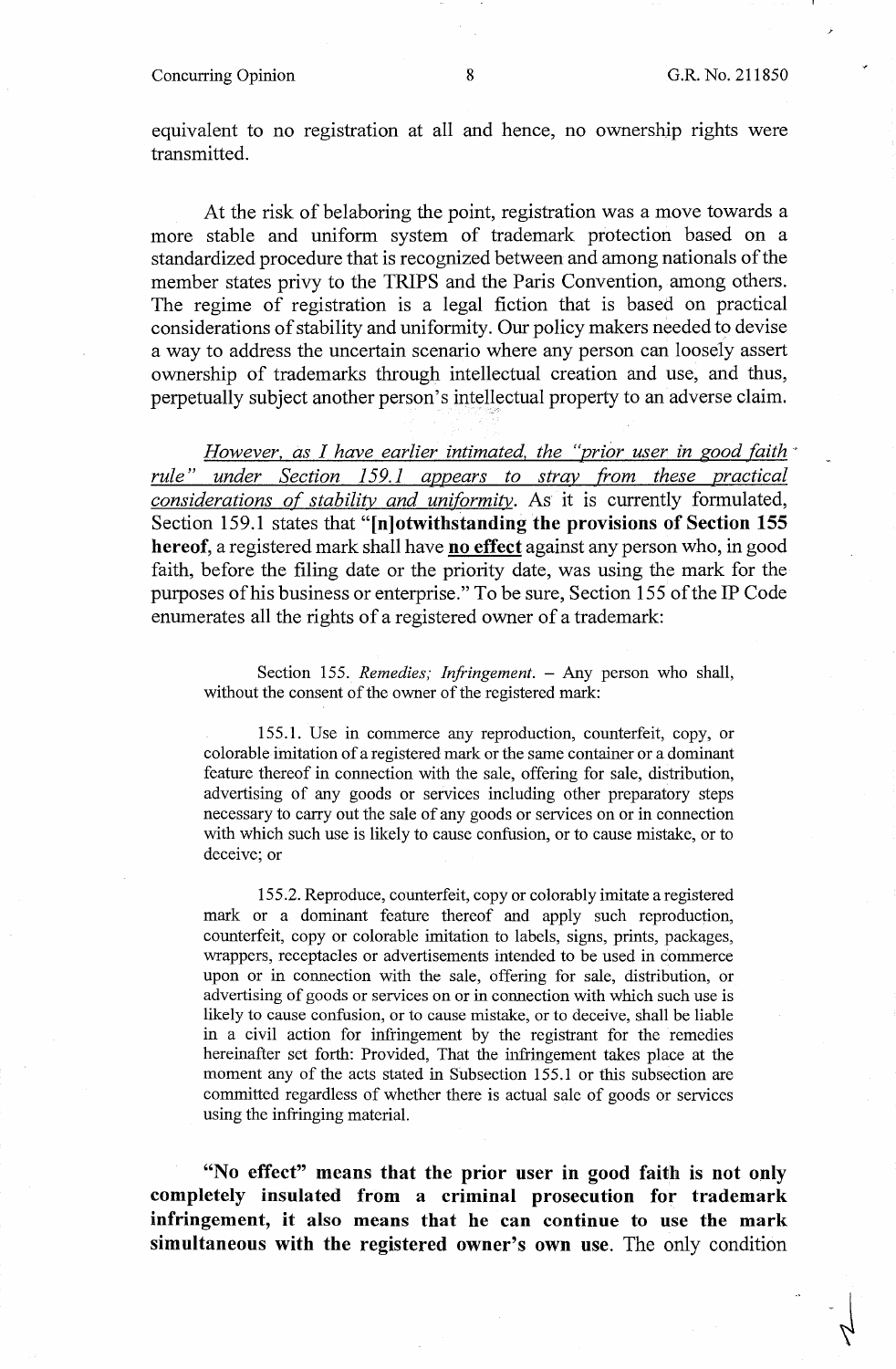equivalent to no registration at all and hence, no ownership rights were transmitted.

At the risk of belaboring the point, registration was a move towards a more stable and uniform system of trademark protection based on a standardized procedure that is recognized between and among nationals of the member states privy to the TRIPS and the Paris Convention, among others. The regime of registration is a legal fiction that is based on practical considerations of stability and uniformity. Our policy makers needed to devise a way to address the uncertain scenario where any person can loosely assert ownership of trademarks through intellectual creation and use, and thus, perpetually subject another person's intellectual property to an adverse claim.

*<u>However, as I have earlier intimated, the "prior user in good faith rule" under Section 159.1 appears to stray from these practical considerations of stability and uniformity.</u>* As it is currently formulated, Section 159.1 states that "**[n]otwithstanding the provisions of Section 155 hereof**, a registered mark shall have **<u>no effect</u>** against any person who, in good faith, before the filing date or the priority date, was using the mark for the purposes of his business or enterprise." To be sure, Section 155 of the IP Code enumerates all the rights of a registered owner of a trademark:

> Section 155. *Remedies; Infringement.* – Any person who shall, without the consent of the owner of the registered mark:
>
> 155.1. Use in commerce any reproduction, counterfeit, copy, or colorable imitation of a registered mark or the same container or a dominant feature thereof in connection with the sale, offering for sale, distribution, advertising of any goods or services including other preparatory steps necessary to carry out the sale of any goods or services on or in connection with which such use is likely to cause confusion, or to cause mistake, or to deceive; or
>
> 155.2. Reproduce, counterfeit, copy or colorably imitate a registered mark or a dominant feature thereof and apply such reproduction, counterfeit, copy or colorable imitation to labels, signs, prints, packages, wrappers, receptacles or advertisements intended to be used in commerce upon or in connection with the sale, offering for sale, distribution, or advertising of goods or services on or in connection with which such use is likely to cause confusion, or to cause mistake, or to deceive, shall be liable in a civil action for infringement by the registrant for the remedies hereinafter set forth: Provided, That the infringement takes place at the moment any of the acts stated in Subsection 155.1 or this subsection are committed regardless of whether there is actual sale of goods or services using the infringing material.

**"No effect" means that the prior user in good faith is not only completely insulated from a criminal prosecution for trademark infringement, it also means that he can continue to use the mark simultaneous with the registered owner's own use.** The only condition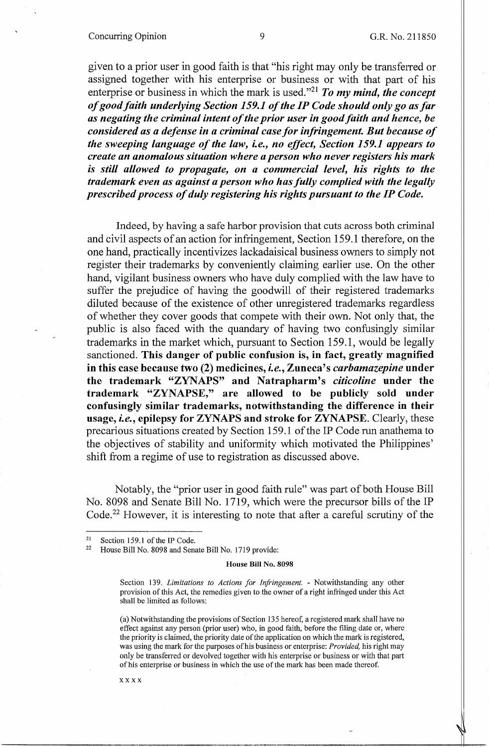given to a prior user in good faith is that "his right may only be transferred or assigned together with his enterprise or business or with that part of his enterprise or business in which the mark is used."[21] ***To my mind, the concept of good faith underlying Section 159.1 of the IP Code should only go as far as negating the criminal intent of the prior user in good faith and hence, be considered as a defense in a criminal case for infringement. But because of the sweeping language of the law, i.e., no effect, Section 159.1 appears to create an anomalous situation where a person who never registers his mark is still allowed to propagate, on a commercial level, his rights to the trademark even as against a person who has fully complied with the legally prescribed process of duly registering his rights pursuant to the IP Code.***

Indeed, by having a safe harbor provision that cuts across both criminal and civil aspects of an action for infringement, Section 159.1 therefore, on the one hand, practically incentivizes lackadaisical business owners to simply not register their trademarks by conveniently claiming earlier use. On the other hand, vigilant business owners who have duly complied with the law have to suffer the prejudice of having the goodwill of their registered trademarks diluted because of the existence of other unregistered trademarks regardless of whether they cover goods that compete with their own. Not only that, the public is also faced with the quandary of having two confusingly similar trademarks in the market which, pursuant to Section 159.1, would be legally sanctioned. **This danger of public confusion is, in fact, greatly magnified in this case because two (2) medicines, *i.e.*, Zuneca's *carbamazepine* under the trademark "ZYNAPS" and Natrapharm's *citicoline* under the trademark "ZYNAPSE," are allowed to be publicly sold under confusingly similar trademarks, notwithstanding the difference in their usage, *i.e.*, epilepsy for ZYNAPS and stroke for ZYNAPSE.** Clearly, these precarious situations created by Section 159.1 of the IP Code run anathema to the objectives of stability and uniformity which motivated the Philippines' shift from a regime of use to registration as discussed above.

Notably, the "prior user in good faith rule" was part of both House Bill No. 8098 and Senate Bill No. 1719, which were the precursor bills of the IP Code.[22] However, it is interesting to note that after a careful scrutiny of the

---

[21] Section 159.1 of the IP Code.

[22] House Bill No. 8098 and Senate Bill No. 1719 provide:

**House Bill No. 8098**

> Section 139. *Limitations to Actions for Infringement.* - Notwithstanding any other provision of this Act, the remedies given to the owner of a right infringed under this Act shall be limited as follows:
>
> (a) Notwithstanding the provisions of Section 135 hereof, a registered mark shall have no effect against any person (prior user) who, in good faith, before the filing date or, where the priority is claimed, the priority date of the application on which the mark is registered, was using the mark for the purposes of his business or enterprise: *Provided,* his right may only be transferred or devolved together with his enterprise or business or with that part of his enterprise or business in which the use of the mark has been made thereof.
>
> x x x x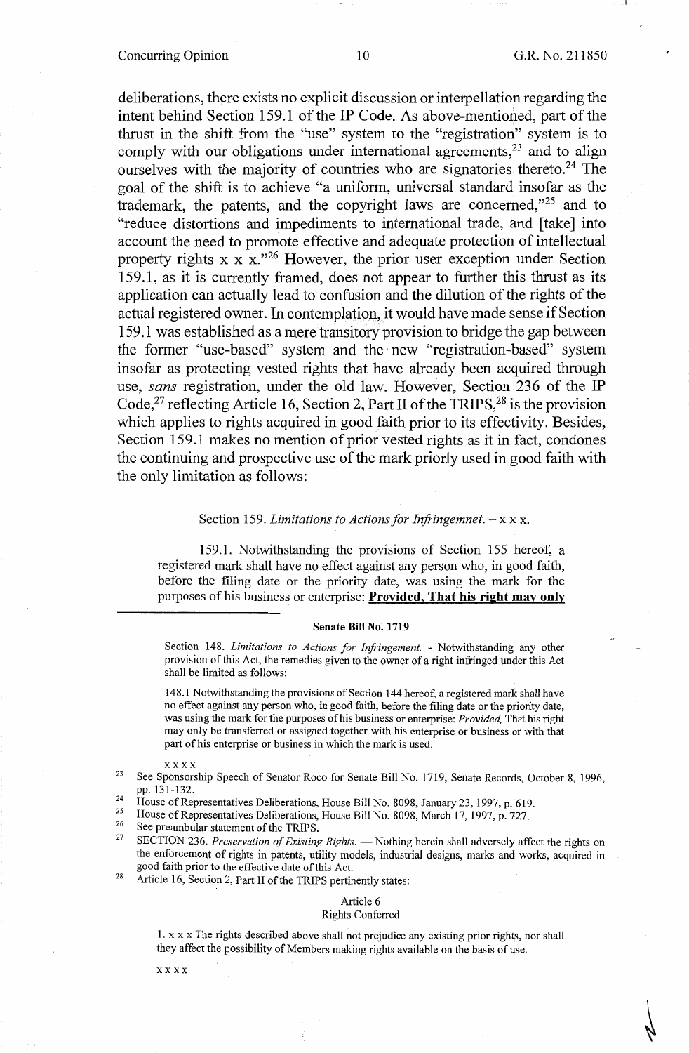deliberations, there exists no explicit discussion or interpellation regarding the intent behind Section 159.1 of the IP Code. As above-mentioned, part of the thrust in the shift from the "use" system to the "registration" system is to comply with our obligations under international agreements,[23] and to align ourselves with the majority of countries who are signatories thereto.[24] The goal of the shift is to achieve "a uniform, universal standard insofar as the trademark, the patents, and the copyright laws are concerned,"[25] and to "reduce distortions and impediments to international trade, and [take] into account the need to promote effective and adequate protection of intellectual property rights x x x."[26] However, the prior user exception under Section 159.1, as it is currently framed, does not appear to further this thrust as its application can actually lead to confusion and the dilution of the rights of the actual registered owner. In contemplation, it would have made sense if Section 159.1 was established as a mere transitory provision to bridge the gap between the former "use-based" system and the new "registration-based" system insofar as protecting vested rights that have already been acquired through use, *sans* registration, under the old law. However, Section 236 of the IP Code,[27] reflecting Article 16, Section 2, Part II of the TRIPS,[28] is the provision which applies to rights acquired in good faith prior to its effectivity. Besides, Section 159.1 makes no mention of prior vested rights as it in fact, condones the continuing and prospective use of the mark priorly used in good faith with the only limitation as follows:

> Section 159. *Limitations to Actions for Infringemnet.* – x x x.
>
> 159.1. Notwithstanding the provisions of Section 155 hereof, a registered mark shall have no effect against any person who, in good faith, before the filing date or the priority date, was using the mark for the purposes of his business or enterprise: **Provided, That his right may only**

---

**Senate Bill No. 1719**

Section 148. *Limitations to Actions for Infringement.* - Notwithstanding any other provision of this Act, the remedies given to the owner of a right infringed under this Act shall be limited as follows:

148.1 Notwithstanding the provisions of Section 144 hereof, a registered mark shall have no effect against any person who, in good faith, before the filing date or the priority date, was using the mark for the purposes of his business or enterprise: *Provided,* That his right may only be transferred or assigned together with his enterprise or business or with that part of his enterprise or business in which the mark is used.

x x x x

[23] See Sponsorship Speech of Senator Roco for Senate Bill No. 1719, Senate Records, October 8, 1996, pp. 131-132.

[24] House of Representatives Deliberations, House Bill No. 8098, January 23, 1997, p. 619.

[25] House of Representatives Deliberations, House Bill No. 8098, March 17, 1997, p. 727.

[26] See preambular statement of the TRIPS.

[27] SECTION 236. *Preservation of Existing Rights.* — Nothing herein shall adversely affect the rights on the enforcement of rights in patents, utility models, industrial designs, marks and works, acquired in good faith prior to the effective date of this Act.

[28] Article 16, Section 2, Part II of the TRIPS pertinently states:

Article 6
Rights Conferred

1. x x x The rights described above shall not prejudice any existing prior rights, nor shall they affect the possibility of Members making rights available on the basis of use.

x x x x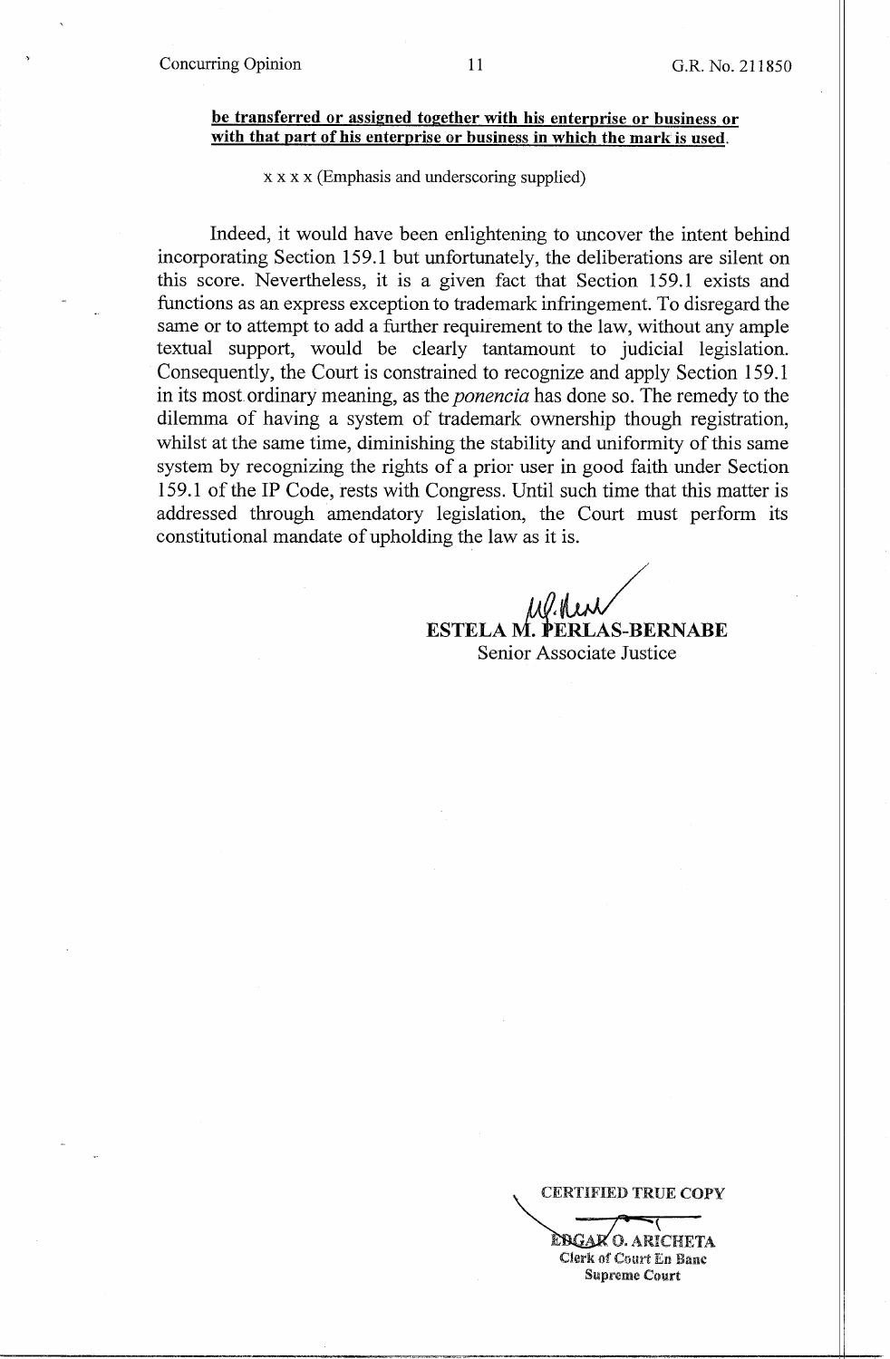**be transferred or assigned together with his enterprise or business or with that part of his enterprise or business in which the mark is used.**

x x x x (Emphasis and underscoring supplied)

Indeed, it would have been enlightening to uncover the intent behind incorporating Section 159.1 but unfortunately, the deliberations are silent on this score. Nevertheless, it is a given fact that Section 159.1 exists and functions as an express exception to trademark infringement. To disregard the same or to attempt to add a further requirement to the law, without any ample textual support, would be clearly tantamount to judicial legislation. Consequently, the Court is constrained to recognize and apply Section 159.1 in its most ordinary meaning, as the *ponencia* has done so. The remedy to the dilemma of having a system of trademark ownership though registration, whilst at the same time, diminishing the stability and uniformity of this same system by recognizing the rights of a prior user in good faith under Section 159.1 of the IP Code, rests with Congress. Until such time that this matter is addressed through amendatory legislation, the Court must perform its constitutional mandate of upholding the law as it is.

**ESTELA M. PERLAS-BERNABE**
Senior Associate Justice

CERTIFIED TRUE COPY

EDGAR O. ARICHETA
Clerk of Court En Banc
Supreme Court